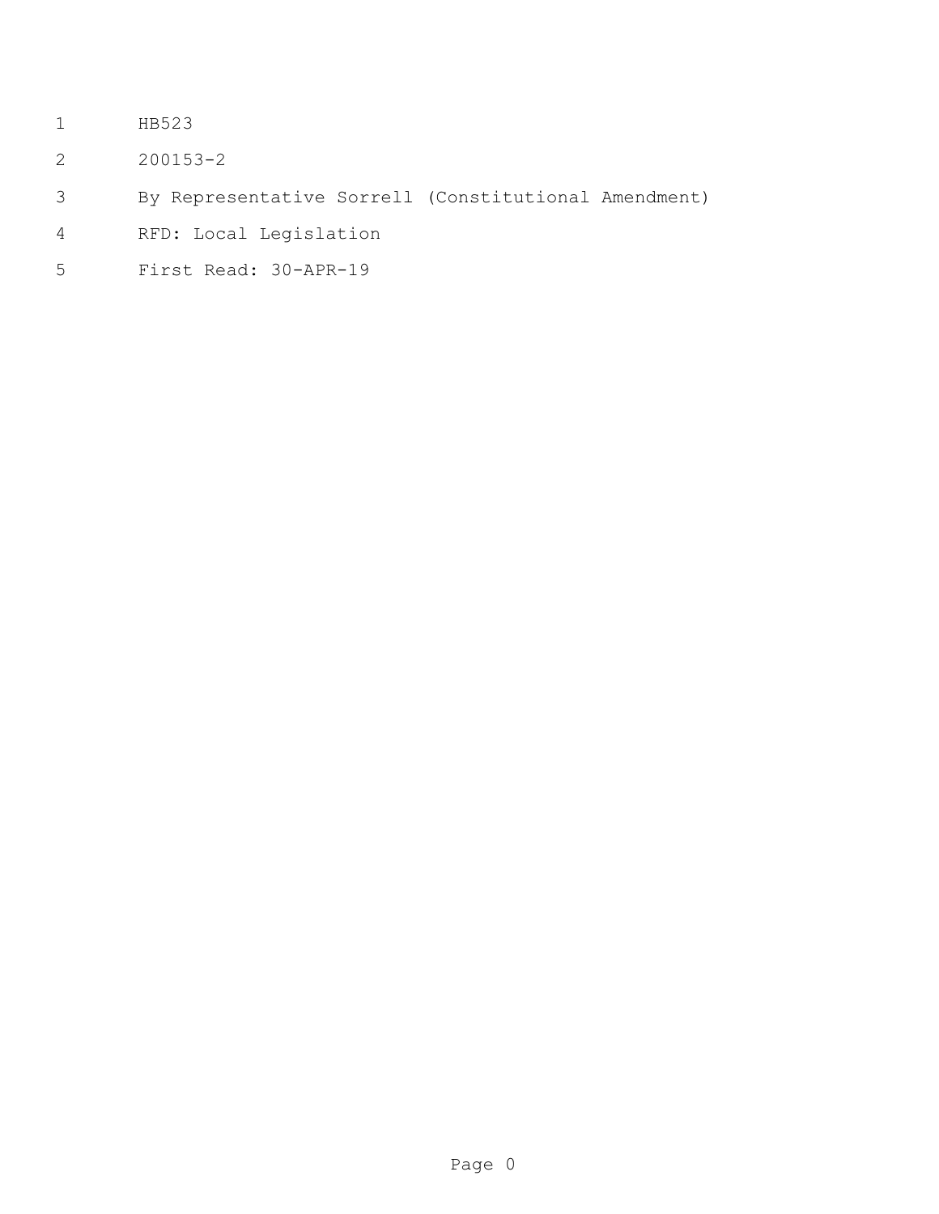HB523

200153-2

By Representative Sorrell (Constitutional Amendment)

RFD: Local Legislation

First Read: 30-APR-19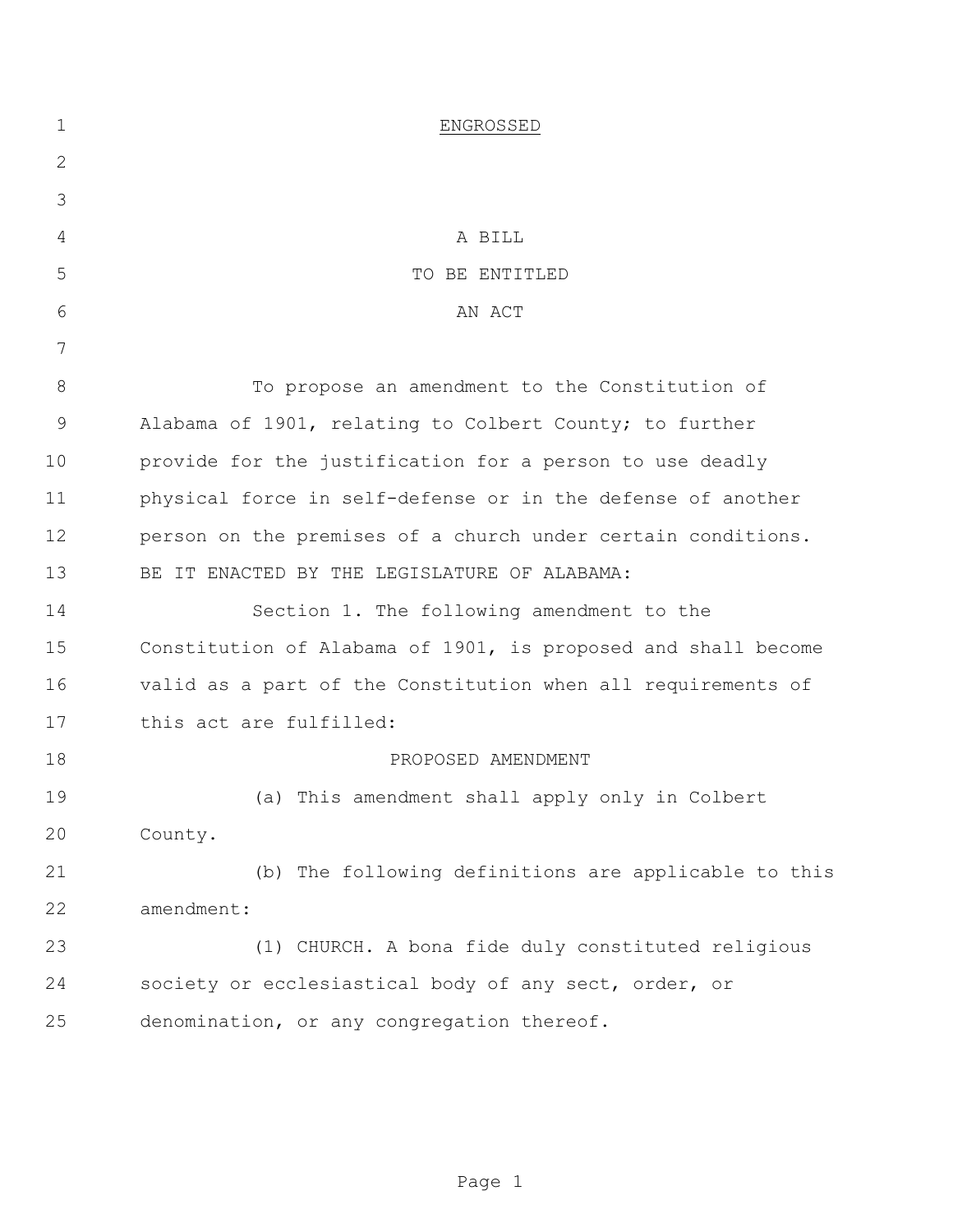ENGROSSED

A BILL

TO BE ENTITLED

AN ACT

To propose an amendment to the Constitution of Alabama of 1901, relating to Colbert County; to further provide for the justification for a person to use deadly physical force in self-defense or in the defense of another person on the premises of a church under certain conditions.

BE IT ENACTED BY THE LEGISLATURE OF ALABAMA:

Section 1. The following amendment to the Constitution of Alabama of 1901, is proposed and shall become valid as a part of the Constitution when all requirements of this act are fulfilled:

PROPOSED AMENDMENT

(a) This amendment shall apply only in Colbert County.

(b) The following definitions are applicable to this amendment:

(1) CHURCH. A bona fide duly constituted religious society or ecclesiastical body of any sect, order, or denomination, or any congregation thereof.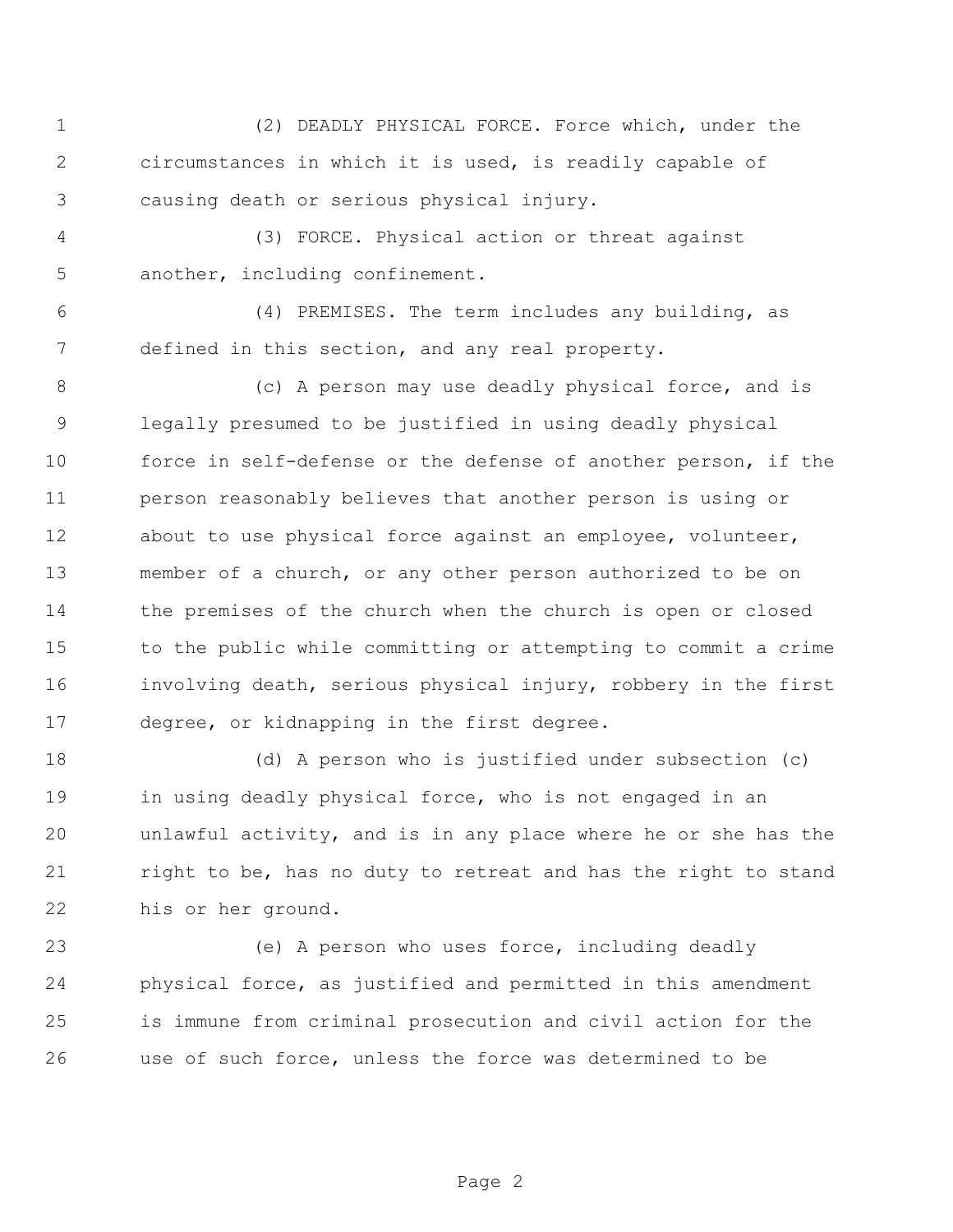(2) DEADLY PHYSICAL FORCE. Force which, under the circumstances in which it is used, is readily capable of causing death or serious physical injury.

(3) FORCE. Physical action or threat against another, including confinement.

(4) PREMISES. The term includes any building, as defined in this section, and any real property.

(c) A person may use deadly physical force, and is legally presumed to be justified in using deadly physical force in self-defense or the defense of another person, if the person reasonably believes that another person is using or about to use physical force against an employee, volunteer, member of a church, or any other person authorized to be on the premises of the church when the church is open or closed to the public while committing or attempting to commit a crime involving death, serious physical injury, robbery in the first degree, or kidnapping in the first degree.

(d) A person who is justified under subsection (c) in using deadly physical force, who is not engaged in an unlawful activity, and is in any place where he or she has the right to be, has no duty to retreat and has the right to stand his or her ground.

(e) A person who uses force, including deadly physical force, as justified and permitted in this amendment is immune from criminal prosecution and civil action for the use of such force, unless the force was determined to be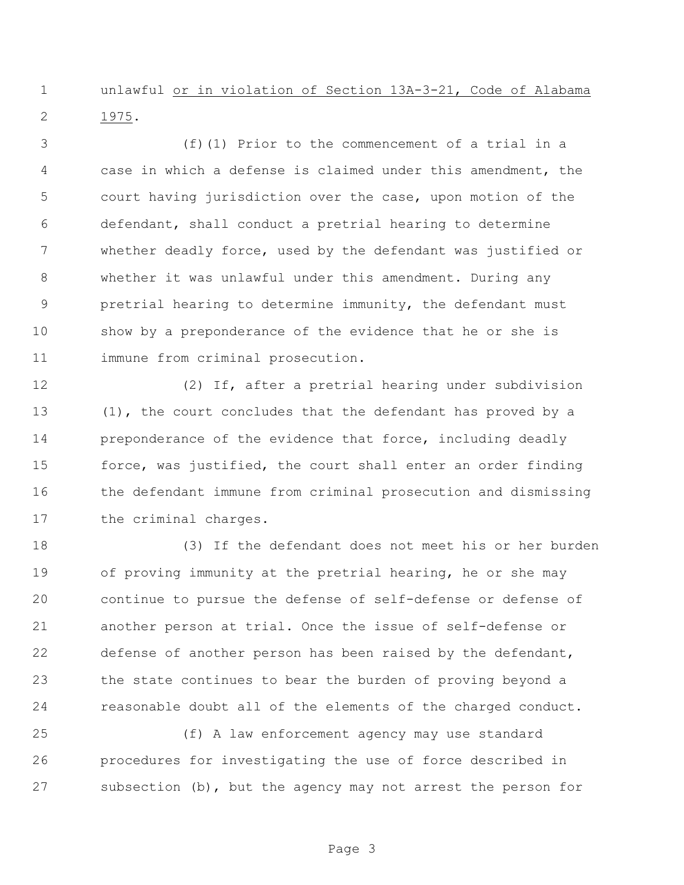unlawful <u>or in violation of Section 13A-3-21, Code of Alabama 1975</u>.

(f)(1) Prior to the commencement of a trial in a case in which a defense is claimed under this amendment, the court having jurisdiction over the case, upon motion of the defendant, shall conduct a pretrial hearing to determine whether deadly force, used by the defendant was justified or whether it was unlawful under this amendment. During any pretrial hearing to determine immunity, the defendant must show by a preponderance of the evidence that he or she is immune from criminal prosecution.

(2) If, after a pretrial hearing under subdivision (1), the court concludes that the defendant has proved by a preponderance of the evidence that force, including deadly force, was justified, the court shall enter an order finding the defendant immune from criminal prosecution and dismissing the criminal charges.

(3) If the defendant does not meet his or her burden of proving immunity at the pretrial hearing, he or she may continue to pursue the defense of self-defense or defense of another person at trial. Once the issue of self-defense or defense of another person has been raised by the defendant, the state continues to bear the burden of proving beyond a reasonable doubt all of the elements of the charged conduct.

(f) A law enforcement agency may use standard procedures for investigating the use of force described in subsection (b), but the agency may not arrest the person for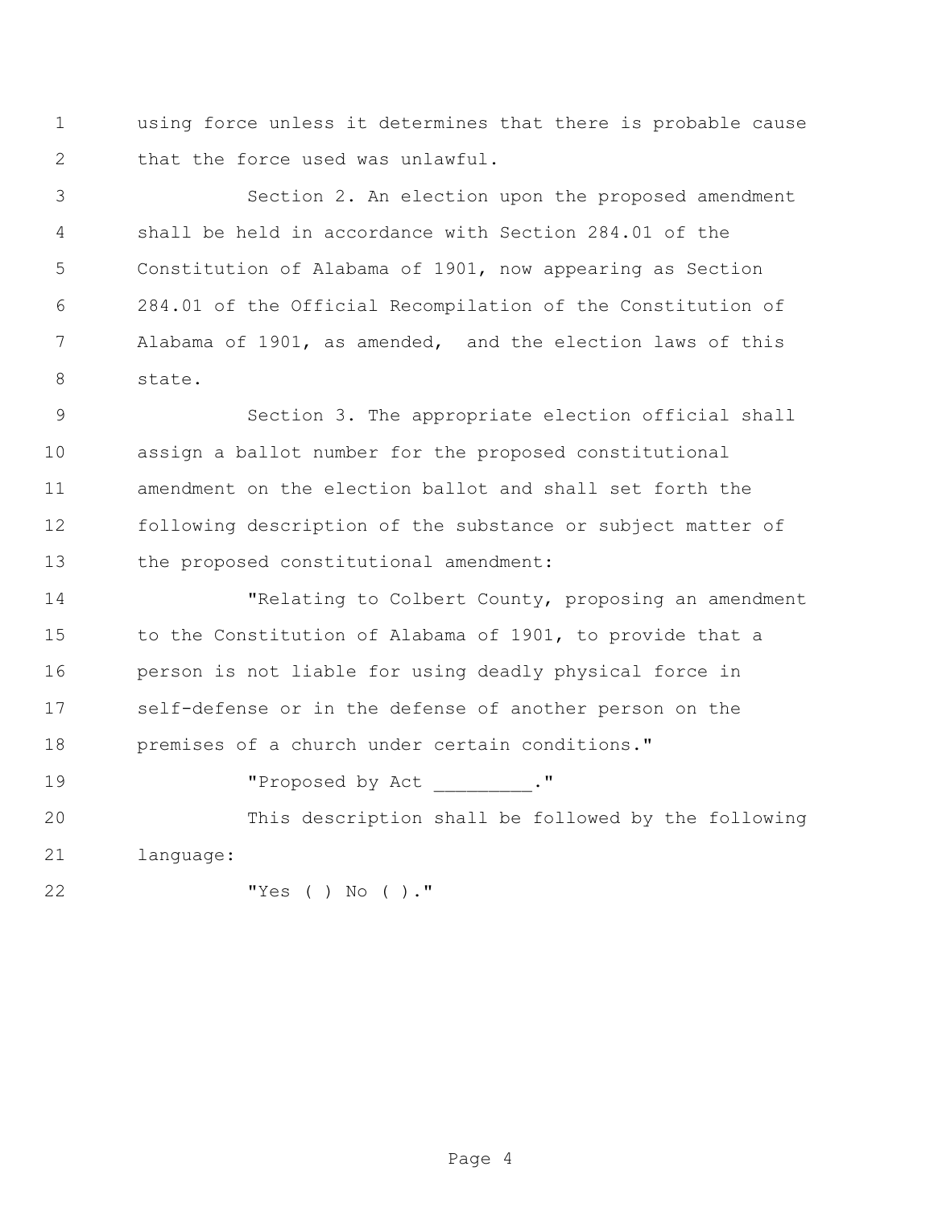using force unless it determines that there is probable cause that the force used was unlawful.

Section 2. An election upon the proposed amendment shall be held in accordance with Section 284.01 of the Constitution of Alabama of 1901, now appearing as Section 284.01 of the Official Recompilation of the Constitution of Alabama of 1901, as amended, and the election laws of this state.

Section 3. The appropriate election official shall assign a ballot number for the proposed constitutional amendment on the election ballot and shall set forth the following description of the substance or subject matter of the proposed constitutional amendment:

"Relating to Colbert County, proposing an amendment to the Constitution of Alabama of 1901, to provide that a person is not liable for using deadly physical force in self-defense or in the defense of another person on the premises of a church under certain conditions."

"Proposed by Act _________."

This description shall be followed by the following language:

"Yes ( ) No ( )."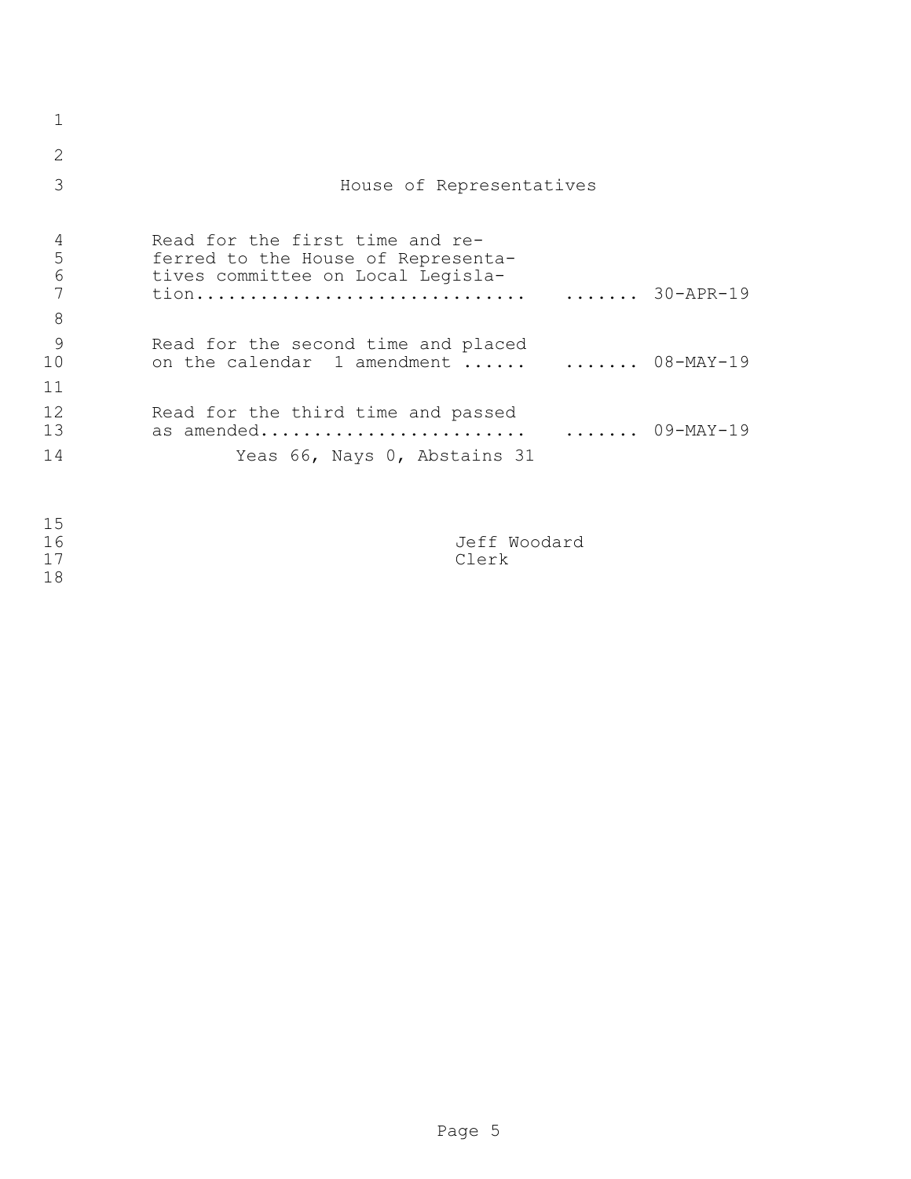# House of Representatives

Read for the first time and referred to the House of Representatives committee on Local Legislation............................... ....... 30-APR-19

Read for the second time and placed on the calendar 1 amendment ...... ....... 08-MAY-19

Read for the third time and passed as amended........................ ....... 09-MAY-19

Yeas 66, Nays 0, Abstains 31

Jeff Woodard
Clerk